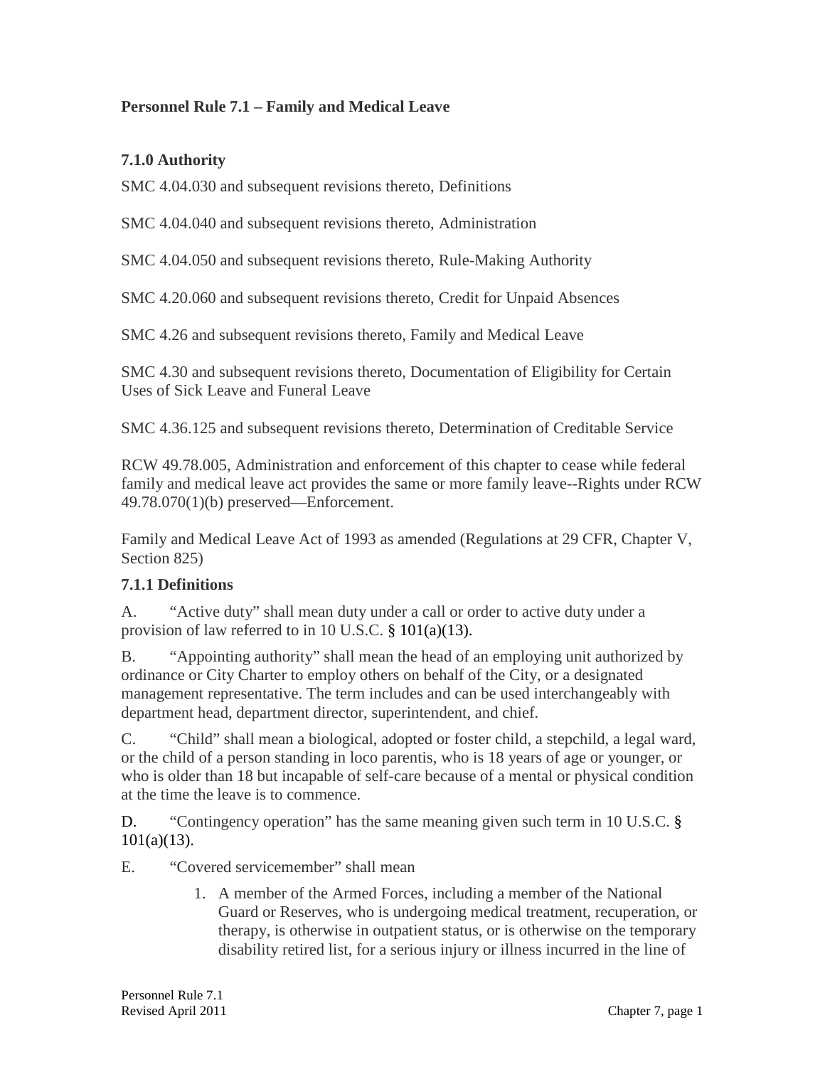## Personnel Rule 7.1 – Family and Medical Leave

### 7.1.0 Authority

SMC 4.04.030 and subsequent revisions thereto, Definitions

SMC 4.04.040 and subsequent revisions thereto, Administration

SMC 4.04.050 and subsequent revisions thereto, Rule-Making Authority

SMC 4.20.060 and subsequent revisions thereto, Credit for Unpaid Absences

SMC 4.26 and subsequent revisions thereto, Family and Medical Leave

SMC 4.30 and subsequent revisions thereto, Documentation of Eligibility for Certain Uses of Sick Leave and Funeral Leave

SMC 4.36.125 and subsequent revisions thereto, Determination of Creditable Service

RCW 49.78.005, Administration and enforcement of this chapter to cease while federal family and medical leave act provides the same or more family leave--Rights under RCW 49.78.070(1)(b) preserved—Enforcement.

Family and Medical Leave Act of 1993 as amended (Regulations at 29 CFR, Chapter V, Section 825)

### 7.1.1 Definitions

A. "Active duty" shall mean duty under a call or order to active duty under a provision of law referred to in 10 U.S.C. § 101(a)(13).

B. "Appointing authority" shall mean the head of an employing unit authorized by ordinance or City Charter to employ others on behalf of the City, or a designated management representative. The term includes and can be used interchangeably with department head, department director, superintendent, and chief.

C. "Child" shall mean a biological, adopted or foster child, a stepchild, a legal ward, or the child of a person standing in loco parentis, who is 18 years of age or younger, or who is older than 18 but incapable of self-care because of a mental or physical condition at the time the leave is to commence.

D. "Contingency operation" has the same meaning given such term in 10 U.S.C. § 101(a)(13).

E. "Covered servicemember" shall mean

1. A member of the Armed Forces, including a member of the National Guard or Reserves, who is undergoing medical treatment, recuperation, or therapy, is otherwise in outpatient status, or is otherwise on the temporary disability retired list, for a serious injury or illness incurred in the line of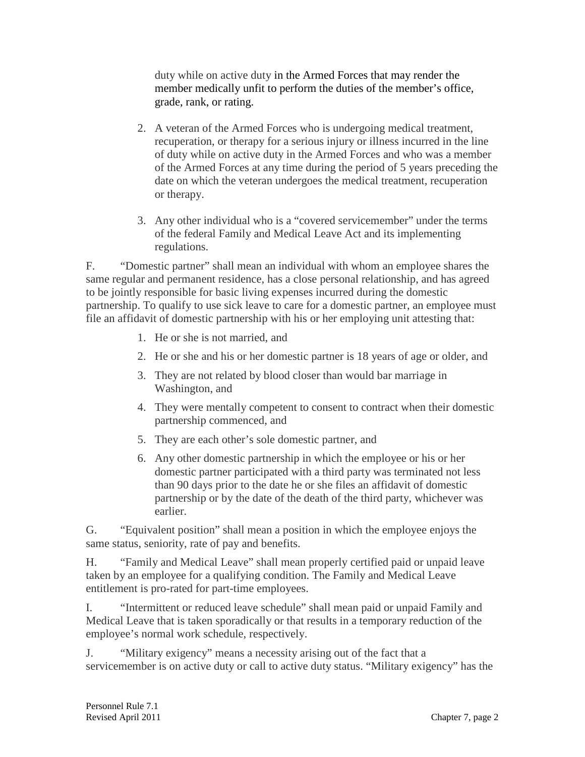duty while on active duty in the Armed Forces that may render the member medically unfit to perform the duties of the member's office, grade, rank, or rating.

2. A veteran of the Armed Forces who is undergoing medical treatment, recuperation, or therapy for a serious injury or illness incurred in the line of duty while on active duty in the Armed Forces and who was a member of the Armed Forces at any time during the period of 5 years preceding the date on which the veteran undergoes the medical treatment, recuperation or therapy.

3. Any other individual who is a "covered servicemember" under the terms of the federal Family and Medical Leave Act and its implementing regulations.

F. "Domestic partner" shall mean an individual with whom an employee shares the same regular and permanent residence, has a close personal relationship, and has agreed to be jointly responsible for basic living expenses incurred during the domestic partnership. To qualify to use sick leave to care for a domestic partner, an employee must file an affidavit of domestic partnership with his or her employing unit attesting that:

1. He or she is not married, and
2. He or she and his or her domestic partner is 18 years of age or older, and
3. They are not related by blood closer than would bar marriage in Washington, and
4. They were mentally competent to consent to contract when their domestic partnership commenced, and
5. They are each other's sole domestic partner, and
6. Any other domestic partnership in which the employee or his or her domestic partner participated with a third party was terminated not less than 90 days prior to the date he or she files an affidavit of domestic partnership or by the date of the death of the third party, whichever was earlier.

G. "Equivalent position" shall mean a position in which the employee enjoys the same status, seniority, rate of pay and benefits.

H. "Family and Medical Leave" shall mean properly certified paid or unpaid leave taken by an employee for a qualifying condition. The Family and Medical Leave entitlement is pro-rated for part-time employees.

I. "Intermittent or reduced leave schedule" shall mean paid or unpaid Family and Medical Leave that is taken sporadically or that results in a temporary reduction of the employee's normal work schedule, respectively.

J. "Military exigency" means a necessity arising out of the fact that a servicemember is on active duty or call to active duty status. "Military exigency" has the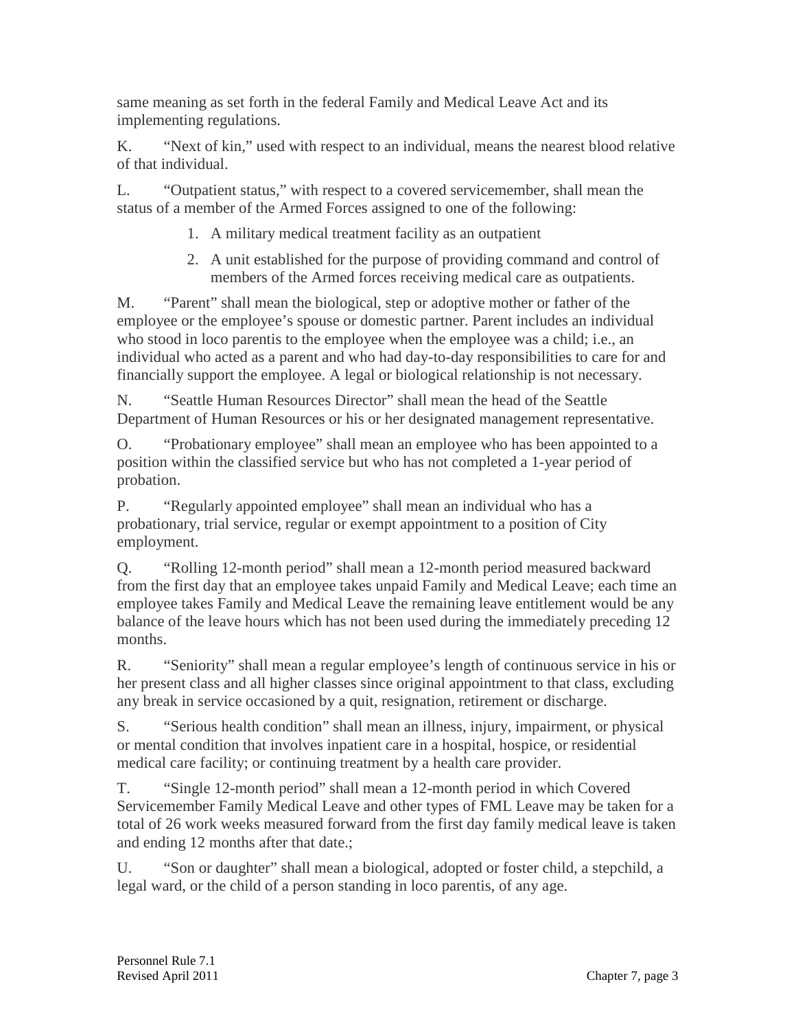same meaning as set forth in the federal Family and Medical Leave Act and its implementing regulations.

K. "Next of kin," used with respect to an individual, means the nearest blood relative of that individual.

L. "Outpatient status," with respect to a covered servicemember, shall mean the status of a member of the Armed Forces assigned to one of the following:

1. A military medical treatment facility as an outpatient
2. A unit established for the purpose of providing command and control of members of the Armed forces receiving medical care as outpatients.

M. "Parent" shall mean the biological, step or adoptive mother or father of the employee or the employee's spouse or domestic partner. Parent includes an individual who stood in loco parentis to the employee when the employee was a child; i.e., an individual who acted as a parent and who had day-to-day responsibilities to care for and financially support the employee. A legal or biological relationship is not necessary.

N. "Seattle Human Resources Director" shall mean the head of the Seattle Department of Human Resources or his or her designated management representative.

O. "Probationary employee" shall mean an employee who has been appointed to a position within the classified service but who has not completed a 1-year period of probation.

P. "Regularly appointed employee" shall mean an individual who has a probationary, trial service, regular or exempt appointment to a position of City employment.

Q. "Rolling 12-month period" shall mean a 12-month period measured backward from the first day that an employee takes unpaid Family and Medical Leave; each time an employee takes Family and Medical Leave the remaining leave entitlement would be any balance of the leave hours which has not been used during the immediately preceding 12 months.

R. "Seniority" shall mean a regular employee's length of continuous service in his or her present class and all higher classes since original appointment to that class, excluding any break in service occasioned by a quit, resignation, retirement or discharge.

S. "Serious health condition" shall mean an illness, injury, impairment, or physical or mental condition that involves inpatient care in a hospital, hospice, or residential medical care facility; or continuing treatment by a health care provider.

T. "Single 12-month period" shall mean a 12-month period in which Covered Servicemember Family Medical Leave and other types of FML Leave may be taken for a total of 26 work weeks measured forward from the first day family medical leave is taken and ending 12 months after that date.;

U. "Son or daughter" shall mean a biological, adopted or foster child, a stepchild, a legal ward, or the child of a person standing in loco parentis, of any age.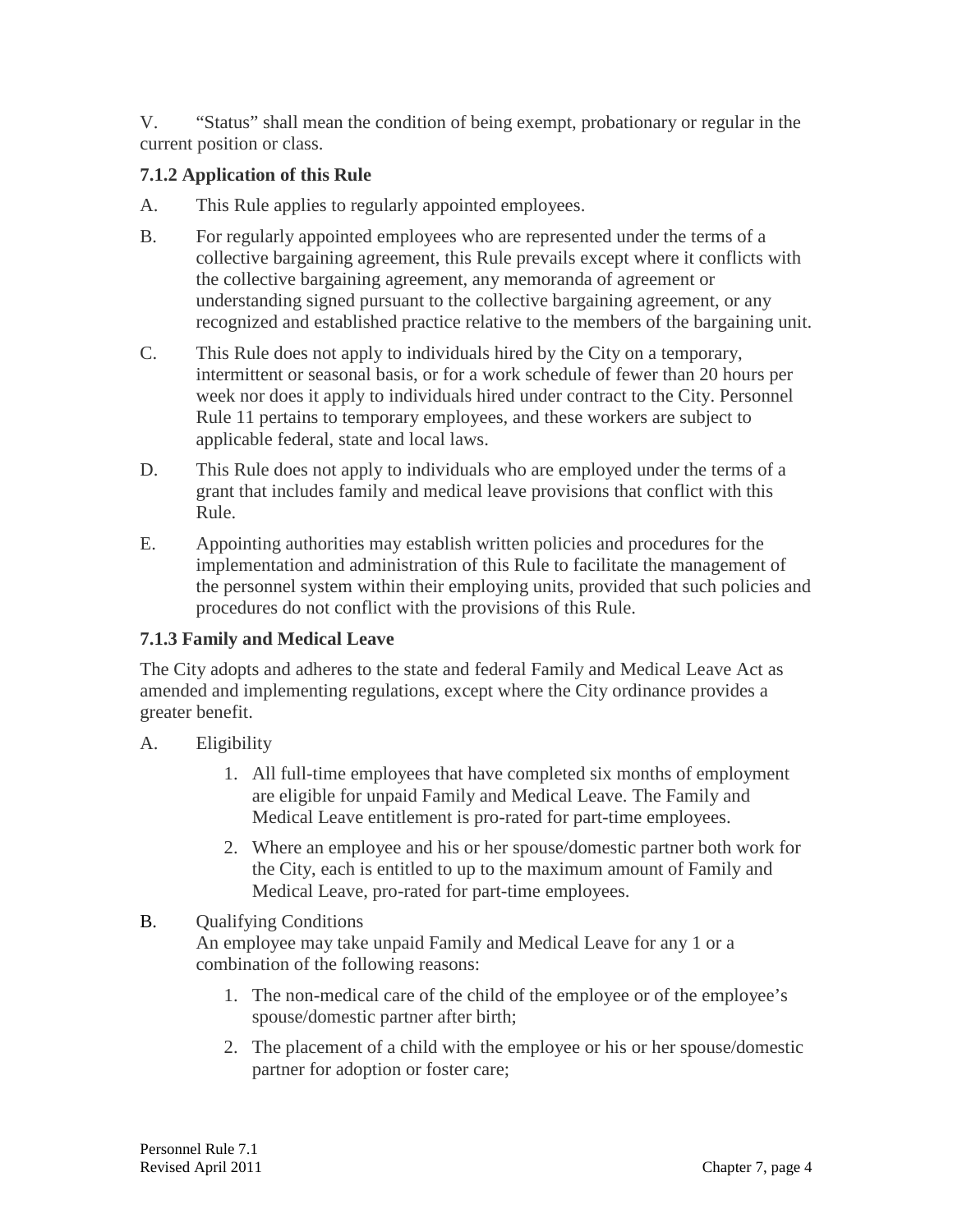V. "Status" shall mean the condition of being exempt, probationary or regular in the current position or class.

### 7.1.2 Application of this Rule

A. This Rule applies to regularly appointed employees.

B. For regularly appointed employees who are represented under the terms of a collective bargaining agreement, this Rule prevails except where it conflicts with the collective bargaining agreement, any memoranda of agreement or understanding signed pursuant to the collective bargaining agreement, or any recognized and established practice relative to the members of the bargaining unit.

C. This Rule does not apply to individuals hired by the City on a temporary, intermittent or seasonal basis, or for a work schedule of fewer than 20 hours per week nor does it apply to individuals hired under contract to the City. Personnel Rule 11 pertains to temporary employees, and these workers are subject to applicable federal, state and local laws.

D. This Rule does not apply to individuals who are employed under the terms of a grant that includes family and medical leave provisions that conflict with this Rule.

E. Appointing authorities may establish written policies and procedures for the implementation and administration of this Rule to facilitate the management of the personnel system within their employing units, provided that such policies and procedures do not conflict with the provisions of this Rule.

### 7.1.3 Family and Medical Leave

The City adopts and adheres to the state and federal Family and Medical Leave Act as amended and implementing regulations, except where the City ordinance provides a greater benefit.

A. Eligibility

1. All full-time employees that have completed six months of employment are eligible for unpaid Family and Medical Leave. The Family and Medical Leave entitlement is pro-rated for part-time employees.
2. Where an employee and his or her spouse/domestic partner both work for the City, each is entitled to up to the maximum amount of Family and Medical Leave, pro-rated for part-time employees.

B. Qualifying Conditions
An employee may take unpaid Family and Medical Leave for any 1 or a combination of the following reasons:

1. The non-medical care of the child of the employee or of the employee's spouse/domestic partner after birth;
2. The placement of a child with the employee or his or her spouse/domestic partner for adoption or foster care;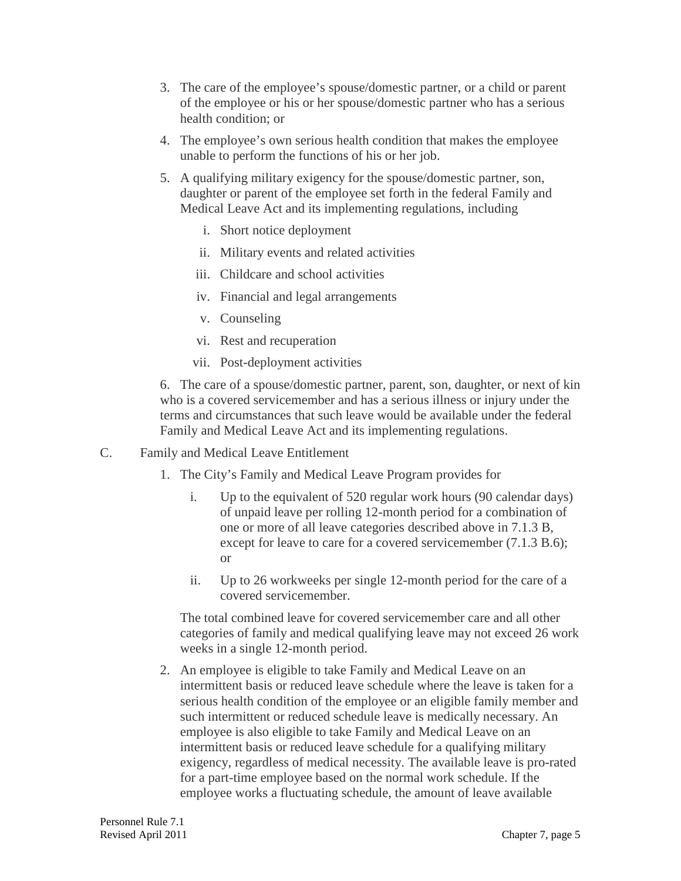3. The care of the employee's spouse/domestic partner, or a child or parent of the employee or his or her spouse/domestic partner who has a serious health condition; or

4. The employee's own serious health condition that makes the employee unable to perform the functions of his or her job.

5. A qualifying military exigency for the spouse/domestic partner, son, daughter or parent of the employee set forth in the federal Family and Medical Leave Act and its implementing regulations, including

   i. Short notice deployment

   ii. Military events and related activities

   iii. Childcare and school activities

   iv. Financial and legal arrangements

   v. Counseling

   vi. Rest and recuperation

   vii. Post-deployment activities

6. The care of a spouse/domestic partner, parent, son, daughter, or next of kin who is a covered servicemember and has a serious illness or injury under the terms and circumstances that such leave would be available under the federal Family and Medical Leave Act and its implementing regulations.

C. Family and Medical Leave Entitlement

1. The City's Family and Medical Leave Program provides for

   i. Up to the equivalent of 520 regular work hours (90 calendar days) of unpaid leave per rolling 12-month period for a combination of one or more of all leave categories described above in 7.1.3 B, except for leave to care for a covered servicemember (7.1.3 B.6); or

   ii. Up to 26 workweeks per single 12-month period for the care of a covered servicemember.

   The total combined leave for covered servicemember care and all other categories of family and medical qualifying leave may not exceed 26 work weeks in a single 12-month period.

2. An employee is eligible to take Family and Medical Leave on an intermittent basis or reduced leave schedule where the leave is taken for a serious health condition of the employee or an eligible family member and such intermittent or reduced schedule leave is medically necessary. An employee is also eligible to take Family and Medical Leave on an intermittent basis or reduced leave schedule for a qualifying military exigency, regardless of medical necessity. The available leave is pro-rated for a part-time employee based on the normal work schedule. If the employee works a fluctuating schedule, the amount of leave available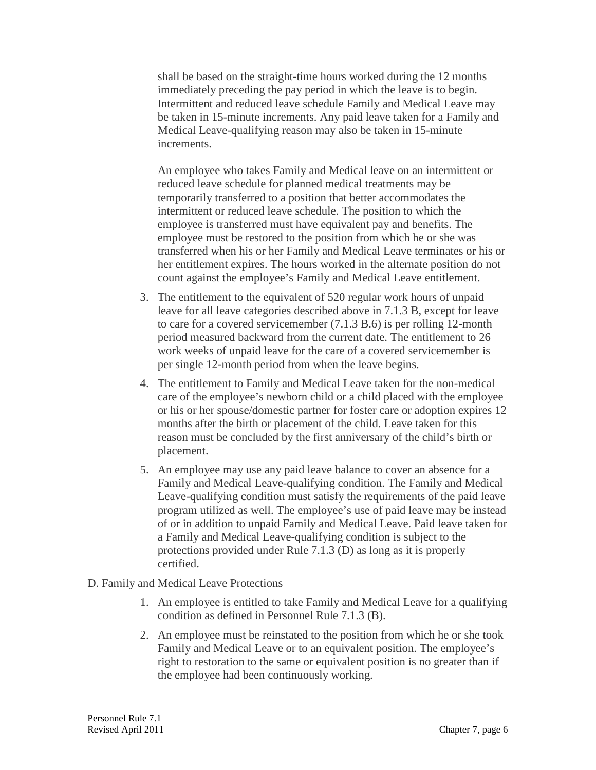shall be based on the straight-time hours worked during the 12 months immediately preceding the pay period in which the leave is to begin. Intermittent and reduced leave schedule Family and Medical Leave may be taken in 15-minute increments. Any paid leave taken for a Family and Medical Leave-qualifying reason may also be taken in 15-minute increments.

An employee who takes Family and Medical leave on an intermittent or reduced leave schedule for planned medical treatments may be temporarily transferred to a position that better accommodates the intermittent or reduced leave schedule. The position to which the employee is transferred must have equivalent pay and benefits. The employee must be restored to the position from which he or she was transferred when his or her Family and Medical Leave terminates or his or her entitlement expires. The hours worked in the alternate position do not count against the employee's Family and Medical Leave entitlement.

3. The entitlement to the equivalent of 520 regular work hours of unpaid leave for all leave categories described above in 7.1.3 B, except for leave to care for a covered servicemember (7.1.3 B.6) is per rolling 12-month period measured backward from the current date. The entitlement to 26 work weeks of unpaid leave for the care of a covered servicemember is per single 12-month period from when the leave begins.
4. The entitlement to Family and Medical Leave taken for the non-medical care of the employee's newborn child or a child placed with the employee or his or her spouse/domestic partner for foster care or adoption expires 12 months after the birth or placement of the child. Leave taken for this reason must be concluded by the first anniversary of the child's birth or placement.
5. An employee may use any paid leave balance to cover an absence for a Family and Medical Leave-qualifying condition. The Family and Medical Leave-qualifying condition must satisfy the requirements of the paid leave program utilized as well. The employee's use of paid leave may be instead of or in addition to unpaid Family and Medical Leave. Paid leave taken for a Family and Medical Leave-qualifying condition is subject to the protections provided under Rule 7.1.3 (D) as long as it is properly certified.

D. Family and Medical Leave Protections

1. An employee is entitled to take Family and Medical Leave for a qualifying condition as defined in Personnel Rule 7.1.3 (B).
2. An employee must be reinstated to the position from which he or she took Family and Medical Leave or to an equivalent position. The employee's right to restoration to the same or equivalent position is no greater than if the employee had been continuously working.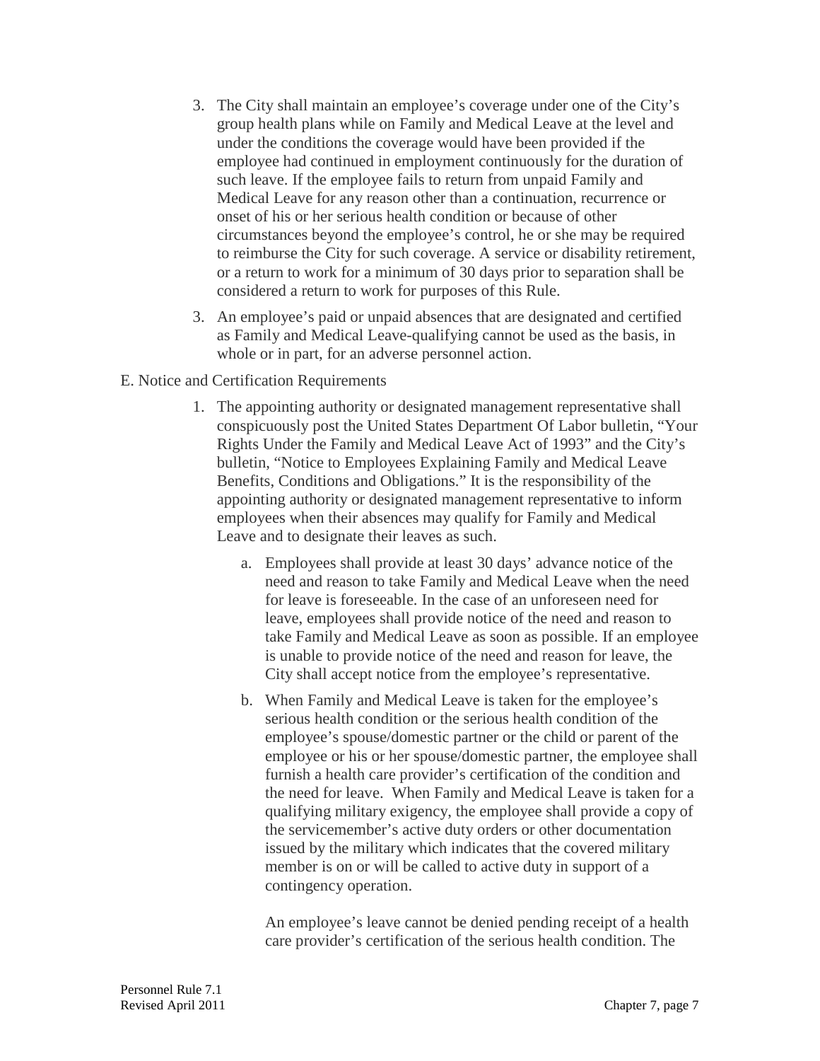3. The City shall maintain an employee's coverage under one of the City's group health plans while on Family and Medical Leave at the level and under the conditions the coverage would have been provided if the employee had continued in employment continuously for the duration of such leave. If the employee fails to return from unpaid Family and Medical Leave for any reason other than a continuation, recurrence or onset of his or her serious health condition or because of other circumstances beyond the employee's control, he or she may be required to reimburse the City for such coverage. A service or disability retirement, or a return to work for a minimum of 30 days prior to separation shall be considered a return to work for purposes of this Rule.

3. An employee's paid or unpaid absences that are designated and certified as Family and Medical Leave-qualifying cannot be used as the basis, in whole or in part, for an adverse personnel action.

E. Notice and Certification Requirements

1. The appointing authority or designated management representative shall conspicuously post the United States Department Of Labor bulletin, "Your Rights Under the Family and Medical Leave Act of 1993" and the City's bulletin, "Notice to Employees Explaining Family and Medical Leave Benefits, Conditions and Obligations." It is the responsibility of the appointing authority or designated management representative to inform employees when their absences may qualify for Family and Medical Leave and to designate their leaves as such.

   a. Employees shall provide at least 30 days' advance notice of the need and reason to take Family and Medical Leave when the need for leave is foreseeable. In the case of an unforeseen need for leave, employees shall provide notice of the need and reason to take Family and Medical Leave as soon as possible. If an employee is unable to provide notice of the need and reason for leave, the City shall accept notice from the employee's representative.

   b. When Family and Medical Leave is taken for the employee's serious health condition or the serious health condition of the employee's spouse/domestic partner or the child or parent of the employee or his or her spouse/domestic partner, the employee shall furnish a health care provider's certification of the condition and the need for leave. When Family and Medical Leave is taken for a qualifying military exigency, the employee shall provide a copy of the servicemember's active duty orders or other documentation issued by the military which indicates that the covered military member is on or will be called to active duty in support of a contingency operation.

      An employee's leave cannot be denied pending receipt of a health care provider's certification of the serious health condition. The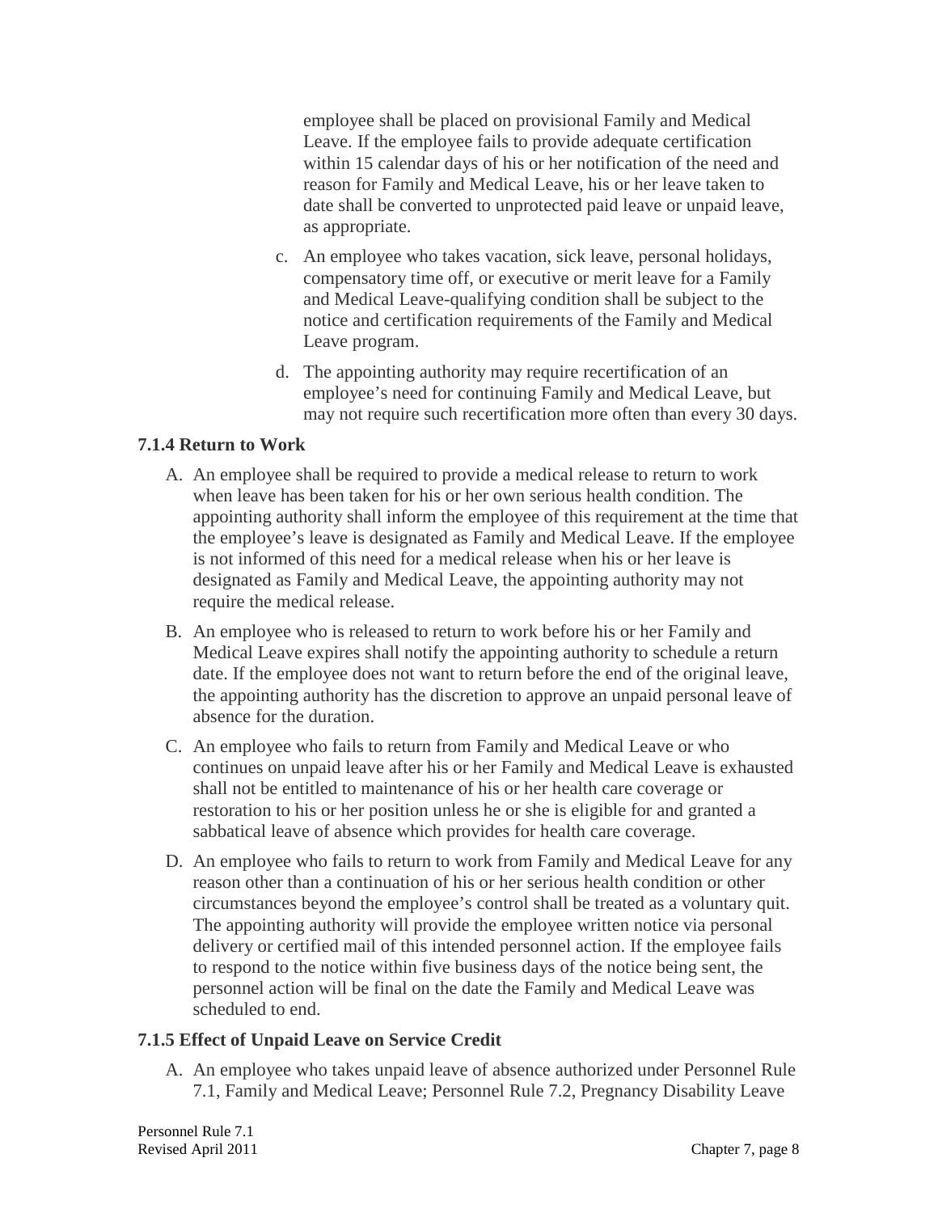employee shall be placed on provisional Family and Medical Leave. If the employee fails to provide adequate certification within 15 calendar days of his or her notification of the need and reason for Family and Medical Leave, his or her leave taken to date shall be converted to unprotected paid leave or unpaid leave, as appropriate.

c. An employee who takes vacation, sick leave, personal holidays, compensatory time off, or executive or merit leave for a Family and Medical Leave-qualifying condition shall be subject to the notice and certification requirements of the Family and Medical Leave program.

d. The appointing authority may require recertification of an employee's need for continuing Family and Medical Leave, but may not require such recertification more often than every 30 days.

### 7.1.4 Return to Work

A. An employee shall be required to provide a medical release to return to work when leave has been taken for his or her own serious health condition. The appointing authority shall inform the employee of this requirement at the time that the employee's leave is designated as Family and Medical Leave. If the employee is not informed of this need for a medical release when his or her leave is designated as Family and Medical Leave, the appointing authority may not require the medical release.

B. An employee who is released to return to work before his or her Family and Medical Leave expires shall notify the appointing authority to schedule a return date. If the employee does not want to return before the end of the original leave, the appointing authority has the discretion to approve an unpaid personal leave of absence for the duration.

C. An employee who fails to return from Family and Medical Leave or who continues on unpaid leave after his or her Family and Medical Leave is exhausted shall not be entitled to maintenance of his or her health care coverage or restoration to his or her position unless he or she is eligible for and granted a sabbatical leave of absence which provides for health care coverage.

D. An employee who fails to return to work from Family and Medical Leave for any reason other than a continuation of his or her serious health condition or other circumstances beyond the employee's control shall be treated as a voluntary quit. The appointing authority will provide the employee written notice via personal delivery or certified mail of this intended personnel action. If the employee fails to respond to the notice within five business days of the notice being sent, the personnel action will be final on the date the Family and Medical Leave was scheduled to end.

### 7.1.5 Effect of Unpaid Leave on Service Credit

A. An employee who takes unpaid leave of absence authorized under Personnel Rule 7.1, Family and Medical Leave; Personnel Rule 7.2, Pregnancy Disability Leave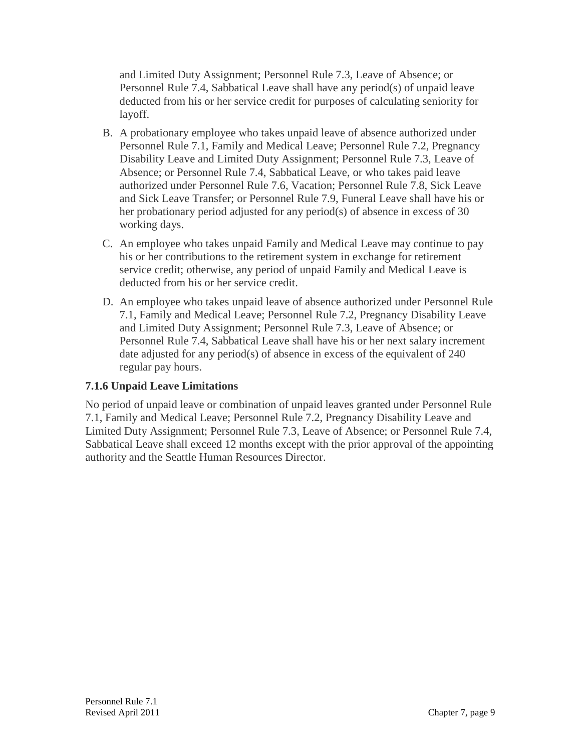and Limited Duty Assignment; Personnel Rule 7.3, Leave of Absence; or Personnel Rule 7.4, Sabbatical Leave shall have any period(s) of unpaid leave deducted from his or her service credit for purposes of calculating seniority for layoff.

B. A probationary employee who takes unpaid leave of absence authorized under Personnel Rule 7.1, Family and Medical Leave; Personnel Rule 7.2, Pregnancy Disability Leave and Limited Duty Assignment; Personnel Rule 7.3, Leave of Absence; or Personnel Rule 7.4, Sabbatical Leave, or who takes paid leave authorized under Personnel Rule 7.6, Vacation; Personnel Rule 7.8, Sick Leave and Sick Leave Transfer; or Personnel Rule 7.9, Funeral Leave shall have his or her probationary period adjusted for any period(s) of absence in excess of 30 working days.

C. An employee who takes unpaid Family and Medical Leave may continue to pay his or her contributions to the retirement system in exchange for retirement service credit; otherwise, any period of unpaid Family and Medical Leave is deducted from his or her service credit.

D. An employee who takes unpaid leave of absence authorized under Personnel Rule 7.1, Family and Medical Leave; Personnel Rule 7.2, Pregnancy Disability Leave and Limited Duty Assignment; Personnel Rule 7.3, Leave of Absence; or Personnel Rule 7.4, Sabbatical Leave shall have his or her next salary increment date adjusted for any period(s) of absence in excess of the equivalent of 240 regular pay hours.

### 7.1.6 Unpaid Leave Limitations

No period of unpaid leave or combination of unpaid leaves granted under Personnel Rule 7.1, Family and Medical Leave; Personnel Rule 7.2, Pregnancy Disability Leave and Limited Duty Assignment; Personnel Rule 7.3, Leave of Absence; or Personnel Rule 7.4, Sabbatical Leave shall exceed 12 months except with the prior approval of the appointing authority and the Seattle Human Resources Director.